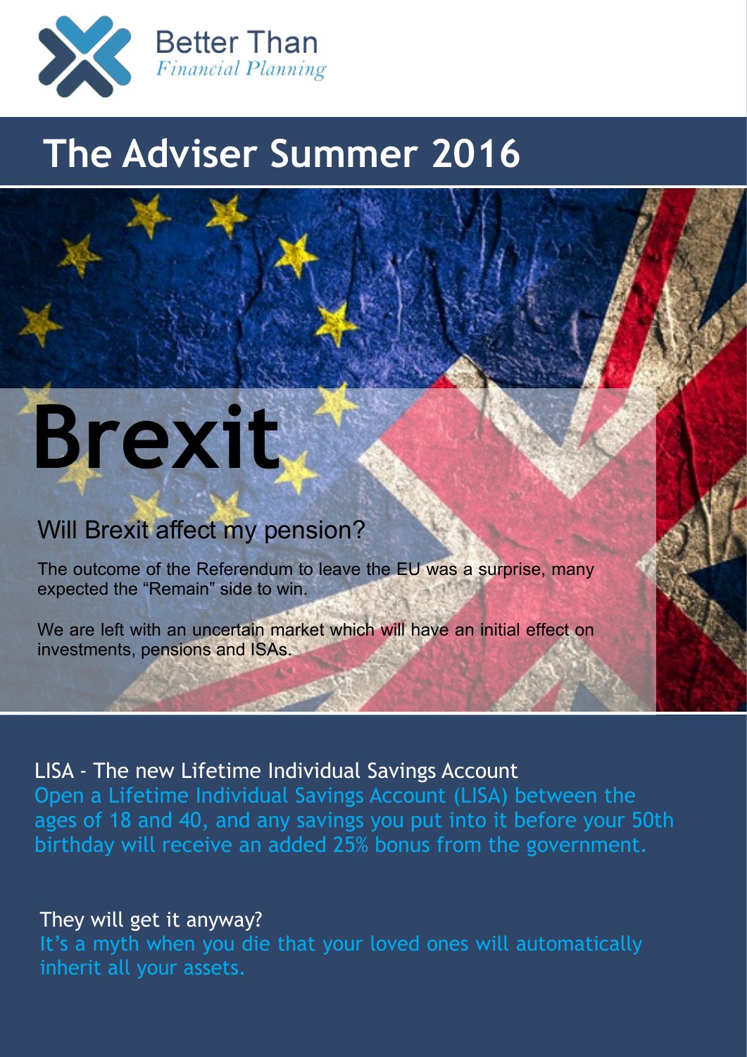Better Than
*Financial Planning*

# The Adviser Summer 2016

# Brexit

## Will Brexit affect my pension?

The outcome of the Referendum to leave the EU was a surprise, many expected the “Remain” side to win.

We are left with an uncertain market which will have an initial effect on investments, pensions and ISAs.

## LISA - The new Lifetime Individual Savings Account

Open a Lifetime Individual Savings Account (LISA) between the ages of 18 and 40, and any savings you put into it before your 50th birthday will receive an added 25% bonus from the government.

## They will get it anyway?

It’s a myth when you die that your loved ones will automatically inherit all your assets.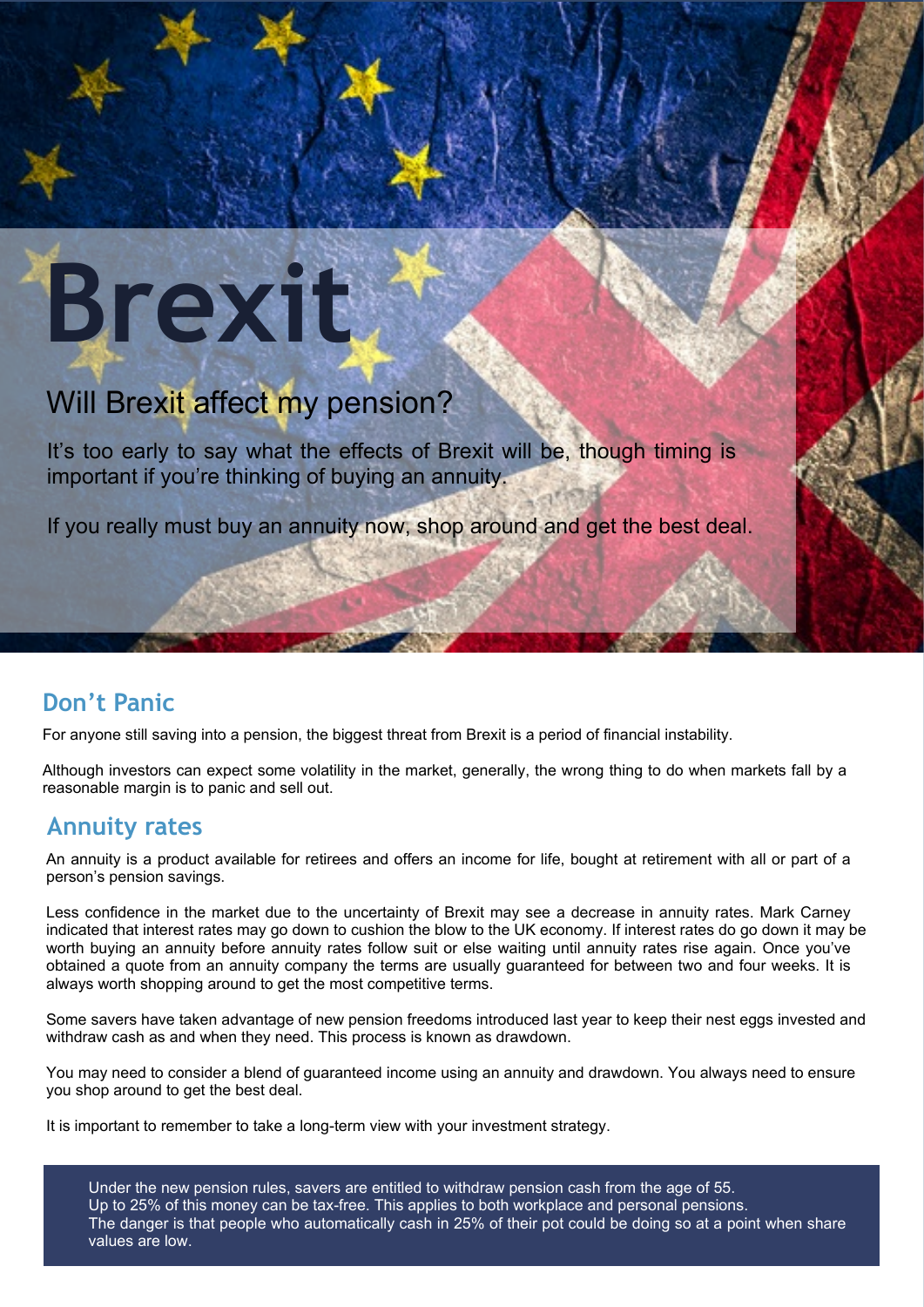# Brexit

## Will Brexit affect my pension?

It's too early to say what the effects of Brexit will be, though timing is important if you're thinking of buying an annuity.

If you really must buy an annuity now, shop around and get the best deal.

## Don't Panic

For anyone still saving into a pension, the biggest threat from Brexit is a period of financial instability.

Although investors can expect some volatility in the market, generally, the wrong thing to do when markets fall by a reasonable margin is to panic and sell out.

## Annuity rates

An annuity is a product available for retirees and offers an income for life, bought at retirement with all or part of a person's pension savings.

Less confidence in the market due to the uncertainty of Brexit may see a decrease in annuity rates. Mark Carney indicated that interest rates may go down to cushion the blow to the UK economy. If interest rates do go down it may be worth buying an annuity before annuity rates follow suit or else waiting until annuity rates rise again. Once you've obtained a quote from an annuity company the terms are usually guaranteed for between two and four weeks. It is always worth shopping around to get the most competitive terms.

Some savers have taken advantage of new pension freedoms introduced last year to keep their nest eggs invested and withdraw cash as and when they need. This process is known as drawdown.

You may need to consider a blend of guaranteed income using an annuity and drawdown. You always need to ensure you shop around to get the best deal.

It is important to remember to take a long-term view with your investment strategy.

> Under the new pension rules, savers are entitled to withdraw pension cash from the age of 55.
> Up to 25% of this money can be tax-free. This applies to both workplace and personal pensions.
> The danger is that people who automatically cash in 25% of their pot could be doing so at a point when share values are low.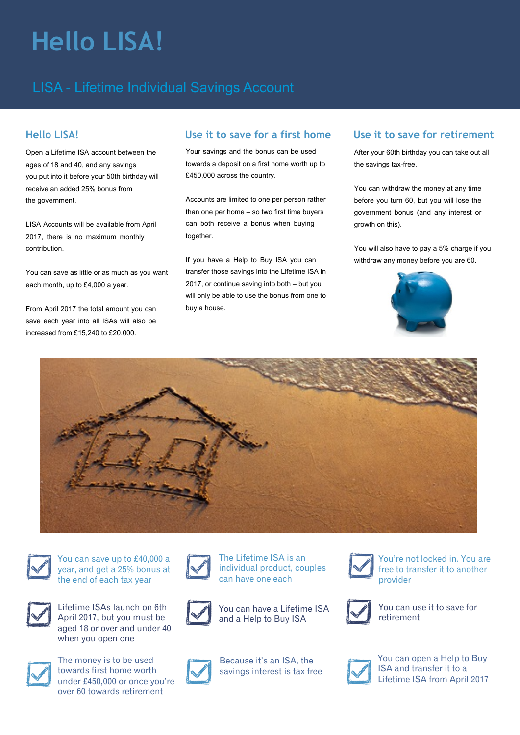# Hello LISA!

## LISA - Lifetime Individual Savings Account

### Hello LISA!

Open a Lifetime ISA account between the ages of 18 and 40, and any savings you put into it before your 50th birthday will receive an added 25% bonus from the government.

LISA Accounts will be available from April 2017, there is no maximum monthly contribution.

You can save as little or as much as you want each month, up to £4,000 a year.

From April 2017 the total amount you can save each year into all ISAs will also be increased from £15,240 to £20,000.

### Use it to save for a first home

Your savings and the bonus can be used towards a deposit on a first home worth up to £450,000 across the country.

Accounts are limited to one per person rather than one per home – so two first time buyers can both receive a bonus when buying together.

If you have a Help to Buy ISA you can transfer those savings into the Lifetime ISA in 2017, or continue saving into both – but you will only be able to use the bonus from one to buy a house.

### Use it to save for retirement

After your 60th birthday you can take out all the savings tax-free.

You can withdraw the money at any time before you turn 60, but you will lose the government bonus (and any interest or growth on this).

You will also have to pay a 5% charge if you withdraw any money before you are 60.

- You can save up to £40,000 a year, and get a 25% bonus at the end of each tax year
- Lifetime ISAs launch on 6th April 2017, but you must be aged 18 or over and under 40 when you open one
- The money is to be used towards first home worth under £450,000 or once you're over 60 towards retirement
- The Lifetime ISA is an individual product, couples can have one each
- You can have a Lifetime ISA and a Help to Buy ISA
- Because it's an ISA, the savings interest is tax free
- You're not locked in. You are free to transfer it to another provider
- You can use it to save for retirement
- You can open a Help to Buy ISA and transfer it to a Lifetime ISA from April 2017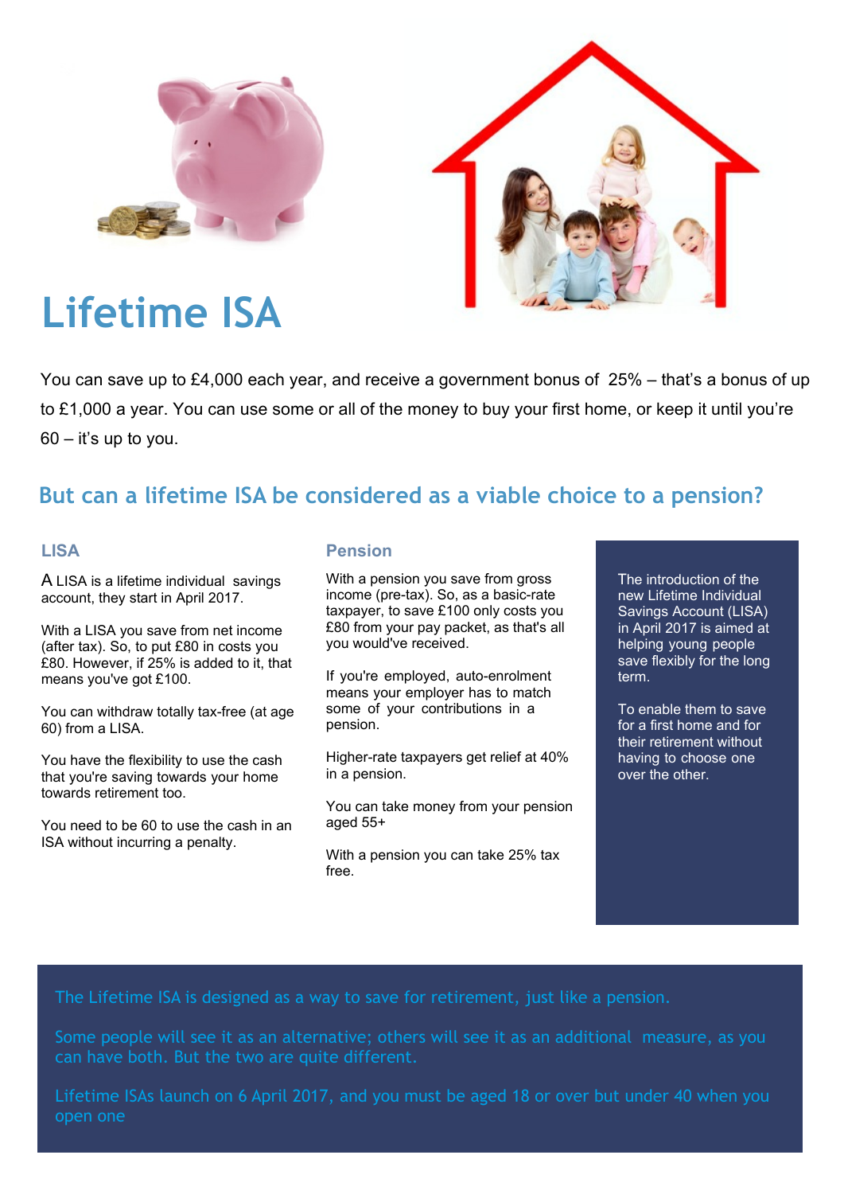# Lifetime ISA

You can save up to £4,000 each year, and receive a government bonus of 25% – that's a bonus of up to £1,000 a year. You can use some or all of the money to buy your first home, or keep it until you're 60 – it's up to you.

## But can a lifetime ISA be considered as a viable choice to a pension?

### LISA

A LISA is a lifetime individual savings account, they start in April 2017.

With a LISA you save from net income (after tax). So, to put £80 in costs you £80. However, if 25% is added to it, that means you've got £100.

You can withdraw totally tax-free (at age 60) from a LISA.

You have the flexibility to use the cash that you're saving towards your home towards retirement too.

You need to be 60 to use the cash in an ISA without incurring a penalty.

### Pension

With a pension you save from gross income (pre-tax). So, as a basic-rate taxpayer, to save £100 only costs you £80 from your pay packet, as that's all you would've received.

If you're employed, auto-enrolment means your employer has to match some of your contributions in a pension.

Higher-rate taxpayers get relief at 40% in a pension.

You can take money from your pension aged 55+

With a pension you can take 25% tax free.

The introduction of the new Lifetime Individual Savings Account (LISA) in April 2017 is aimed at helping young people save flexibly for the long term.

To enable them to save for a first home and for their retirement without having to choose one over the other.

The Lifetime ISA is designed as a way to save for retirement, just like a pension.

Some people will see it as an alternative; others will see it as an additional measure, as you can have both. But the two are quite different.

Lifetime ISAs launch on 6 April 2017, and you must be aged 18 or over but under 40 when you open one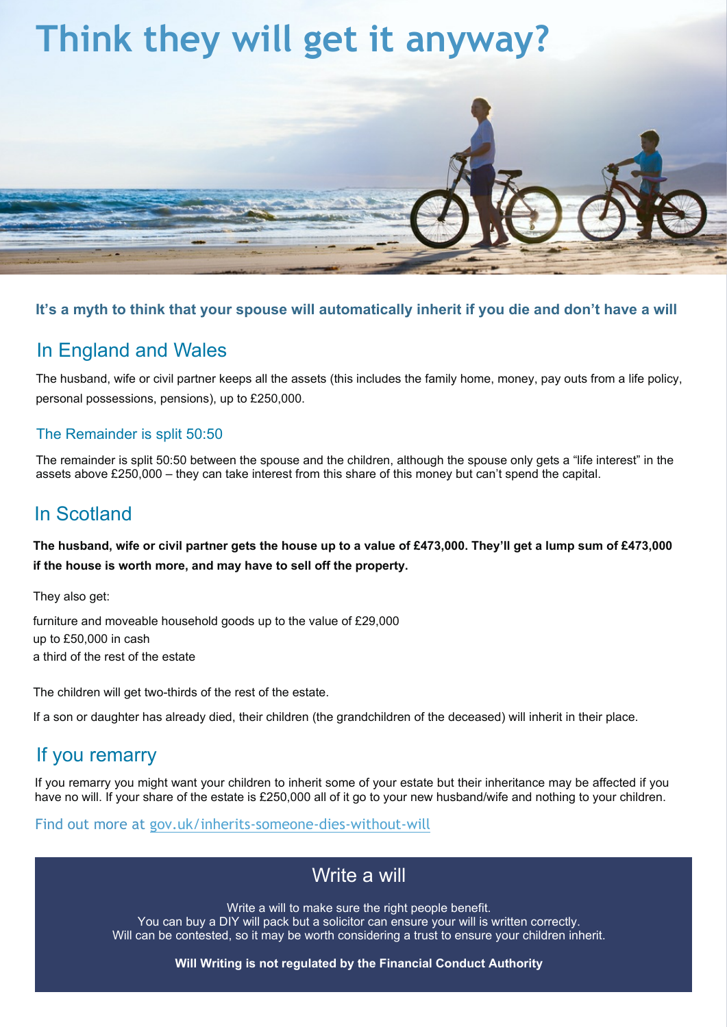# Think they will get it anyway?

**It's a myth to think that your spouse will automatically inherit if you die and don't have a will**

## In England and Wales

The husband, wife or civil partner keeps all the assets (this includes the family home, money, pay outs from a life policy, personal possessions, pensions), up to £250,000.

### The Remainder is split 50:50

The remainder is split 50:50 between the spouse and the children, although the spouse only gets a "life interest" in the assets above £250,000 – they can take interest from this share of this money but can't spend the capital.

## In Scotland

**The husband, wife or civil partner gets the house up to a value of £473,000. They'll get a lump sum of £473,000 if the house is worth more, and may have to sell off the property.**

They also get:

furniture and moveable household goods up to the value of £29,000
up to £50,000 in cash
a third of the rest of the estate

The children will get two-thirds of the rest of the estate.

If a son or daughter has already died, their children (the grandchildren of the deceased) will inherit in their place.

## If you remarry

If you remarry you might want your children to inherit some of your estate but their inheritance may be affected if you have no will. If your share of the estate is £250,000 all of it go to your new husband/wife and nothing to your children.

Find out more at gov.uk/inherits-someone-dies-without-will

## Write a will

Write a will to make sure the right people benefit.
You can buy a DIY will pack but a solicitor can ensure your will is written correctly.
Will can be contested, so it may be worth considering a trust to ensure your children inherit.

**Will Writing is not regulated by the Financial Conduct Authority**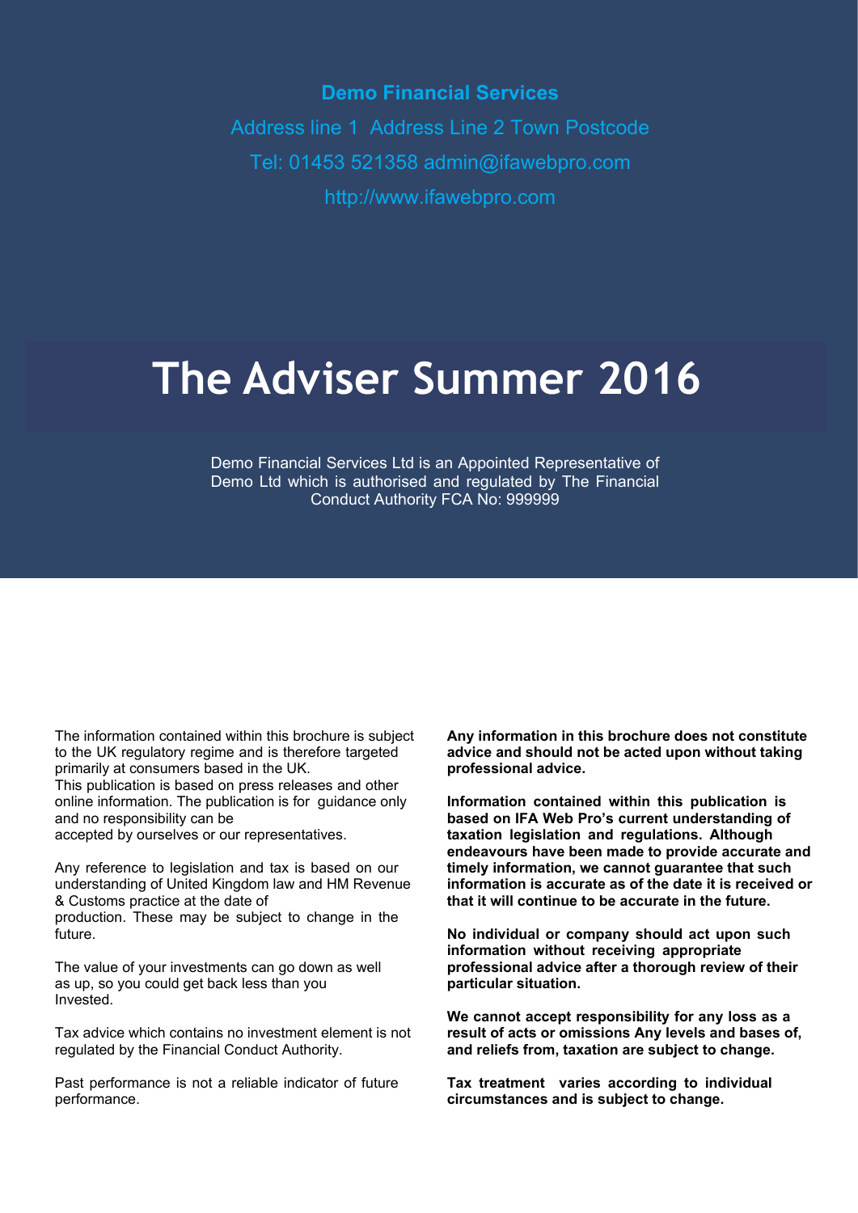**Demo Financial Services**

Address line 1  Address Line 2 Town Postcode

Tel: 01453 521358 admin@ifawebpro.com

http://www.ifawebpro.com

# The Adviser Summer 2016

Demo Financial Services Ltd is an Appointed Representative of Demo Ltd which is authorised and regulated by The Financial Conduct Authority FCA No: 999999

The information contained within this brochure is subject to the UK regulatory regime and is therefore targeted primarily at consumers based in the UK.
This publication is based on press releases and other online information. The publication is for guidance only and no responsibility can be
accepted by ourselves or our representatives.

Any reference to legislation and tax is based on our understanding of United Kingdom law and HM Revenue & Customs practice at the date of
production. These may be subject to change in the future.

The value of your investments can go down as well as up, so you could get back less than you
Invested.

Tax advice which contains no investment element is not regulated by the Financial Conduct Authority.

Past performance is not a reliable indicator of future performance.

**Any information in this brochure does not constitute advice and should not be acted upon without taking professional advice.**

**Information contained within this publication is based on IFA Web Pro's current understanding of taxation legislation and regulations. Although endeavours have been made to provide accurate and timely information, we cannot guarantee that such information is accurate as of the date it is received or that it will continue to be accurate in the future.**

**No individual or company should act upon such information without receiving appropriate professional advice after a thorough review of their particular situation.**

**We cannot accept responsibility for any loss as a result of acts or omissions Any levels and bases of, and reliefs from, taxation are subject to change.**

**Tax treatment varies according to individual circumstances and is subject to change.**